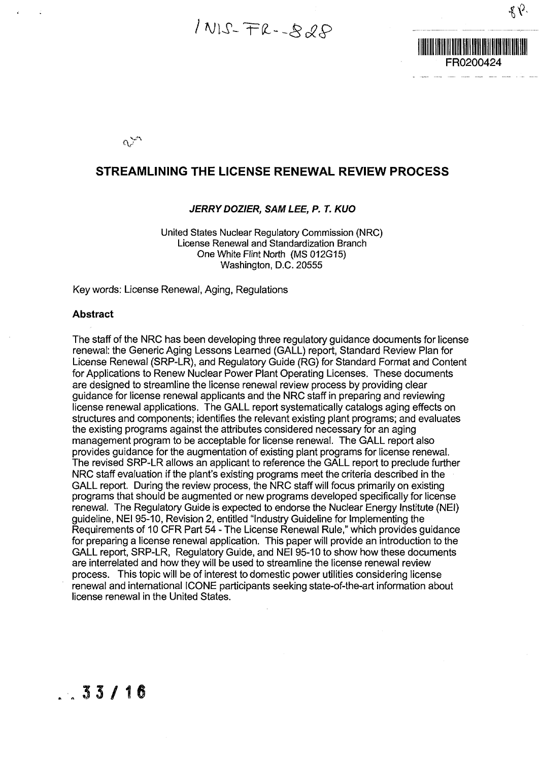INIS-FR--828

FR0200424

# STREAMLINING THE LICENSE RENEWAL REVIEW PROCESS

***JERRY DOZIER, SAM LEE, P. T. KUO***

United States Nuclear Regulatory Commission (NRC)
License Renewal and Standardization Branch
One White Flint North (MS 012G15)
Washington, D.C. 20555

Key words: License Renewal, Aging, Regulations

## Abstract

The staff of the NRC has been developing three regulatory guidance documents for license renewal: the Generic Aging Lessons Learned (GALL) report, Standard Review Plan for License Renewal (SRP-LR), and Regulatory Guide (RG) for Standard Format and Content for Applications to Renew Nuclear Power Plant Operating Licenses. These documents are designed to streamline the license renewal review process by providing clear guidance for license renewal applicants and the NRC staff in preparing and reviewing license renewal applications. The GALL report systematically catalogs aging effects on structures and components; identifies the relevant existing plant programs; and evaluates the existing programs against the attributes considered necessary for an aging management program to be acceptable for license renewal. The GALL report also provides guidance for the augmentation of existing plant programs for license renewal. The revised SRP-LR allows an applicant to reference the GALL report to preclude further NRC staff evaluation if the plant's existing programs meet the criteria described in the GALL report. During the review process, the NRC staff will focus primarily on existing programs that should be augmented or new programs developed specifically for license renewal. The Regulatory Guide is expected to endorse the Nuclear Energy Institute (NEI) guideline, NEI 95-10, Revision 2, entitled "Industry Guideline for Implementing the Requirements of 10 CFR Part 54 - The License Renewal Rule," which provides guidance for preparing a license renewal application. This paper will provide an introduction to the GALL report, SRP-LR, Regulatory Guide, and NEI 95-10 to show how these documents are interrelated and how they will be used to streamline the license renewal review process. This topic will be of interest to domestic power utilities considering license renewal and international ICONE participants seeking state-of-the-art information about license renewal in the United States.

33 / 16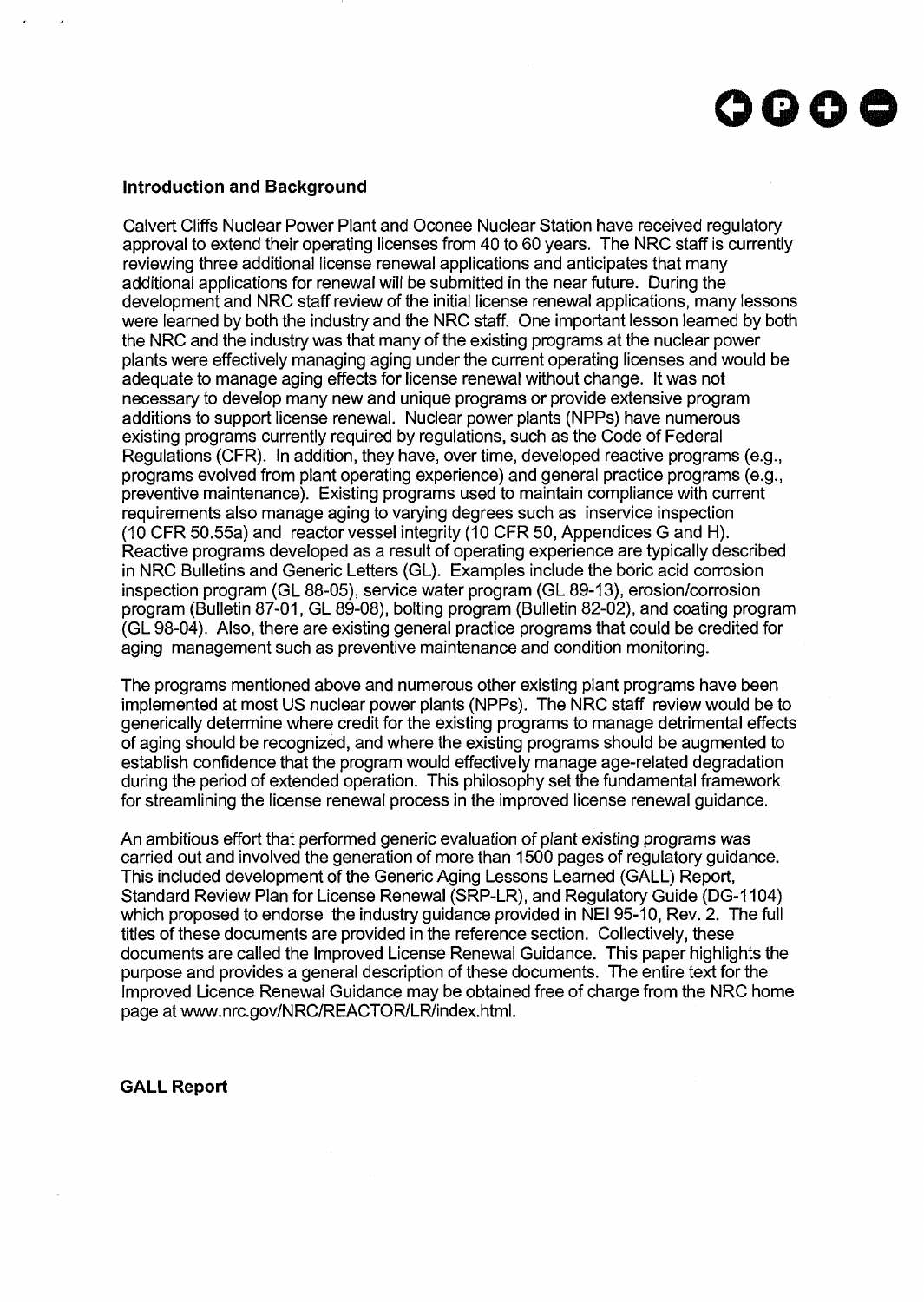## Introduction and Background

Calvert Cliffs Nuclear Power Plant and Oconee Nuclear Station have received regulatory approval to extend their operating licenses from 40 to 60 years. The NRC staff is currently reviewing three additional license renewal applications and anticipates that many additional applications for renewal will be submitted in the near future. During the development and NRC staff review of the initial license renewal applications, many lessons were learned by both the industry and the NRC staff. One important lesson learned by both the NRC and the industry was that many of the existing programs at the nuclear power plants were effectively managing aging under the current operating licenses and would be adequate to manage aging effects for license renewal without change. It was not necessary to develop many new and unique programs or provide extensive program additions to support license renewal. Nuclear power plants (NPPs) have numerous existing programs currently required by regulations, such as the Code of Federal Regulations (CFR). In addition, they have, over time, developed reactive programs (e.g., programs evolved from plant operating experience) and general practice programs (e.g., preventive maintenance). Existing programs used to maintain compliance with current requirements also manage aging to varying degrees such as inservice inspection (10 CFR 50.55a) and reactor vessel integrity (10 CFR 50, Appendices G and H). Reactive programs developed as a result of operating experience are typically described in NRC Bulletins and Generic Letters (GL). Examples include the boric acid corrosion inspection program (GL 88-05), service water program (GL 89-13), erosion/corrosion program (Bulletin 87-01, GL 89-08), bolting program (Bulletin 82-02), and coating program (GL 98-04). Also, there are existing general practice programs that could be credited for aging management such as preventive maintenance and condition monitoring.

The programs mentioned above and numerous other existing plant programs have been implemented at most US nuclear power plants (NPPs). The NRC staff review would be to generically determine where credit for the existing programs to manage detrimental effects of aging should be recognized, and where the existing programs should be augmented to establish confidence that the program would effectively manage age-related degradation during the period of extended operation. This philosophy set the fundamental framework for streamlining the license renewal process in the improved license renewal guidance.

An ambitious effort that performed generic evaluation of plant existing programs was carried out and involved the generation of more than 1500 pages of regulatory guidance. This included development of the Generic Aging Lessons Learned (GALL) Report, Standard Review Plan for License Renewal (SRP-LR), and Regulatory Guide (DG-1104) which proposed to endorse the industry guidance provided in NEI 95-10, Rev. 2. The full titles of these documents are provided in the reference section. Collectively, these documents are called the Improved License Renewal Guidance. This paper highlights the purpose and provides a general description of these documents. The entire text for the Improved Licence Renewal Guidance may be obtained free of charge from the NRC home page at www.nrc.gov/NRC/REACTOR/LR/index.html.

## GALL Report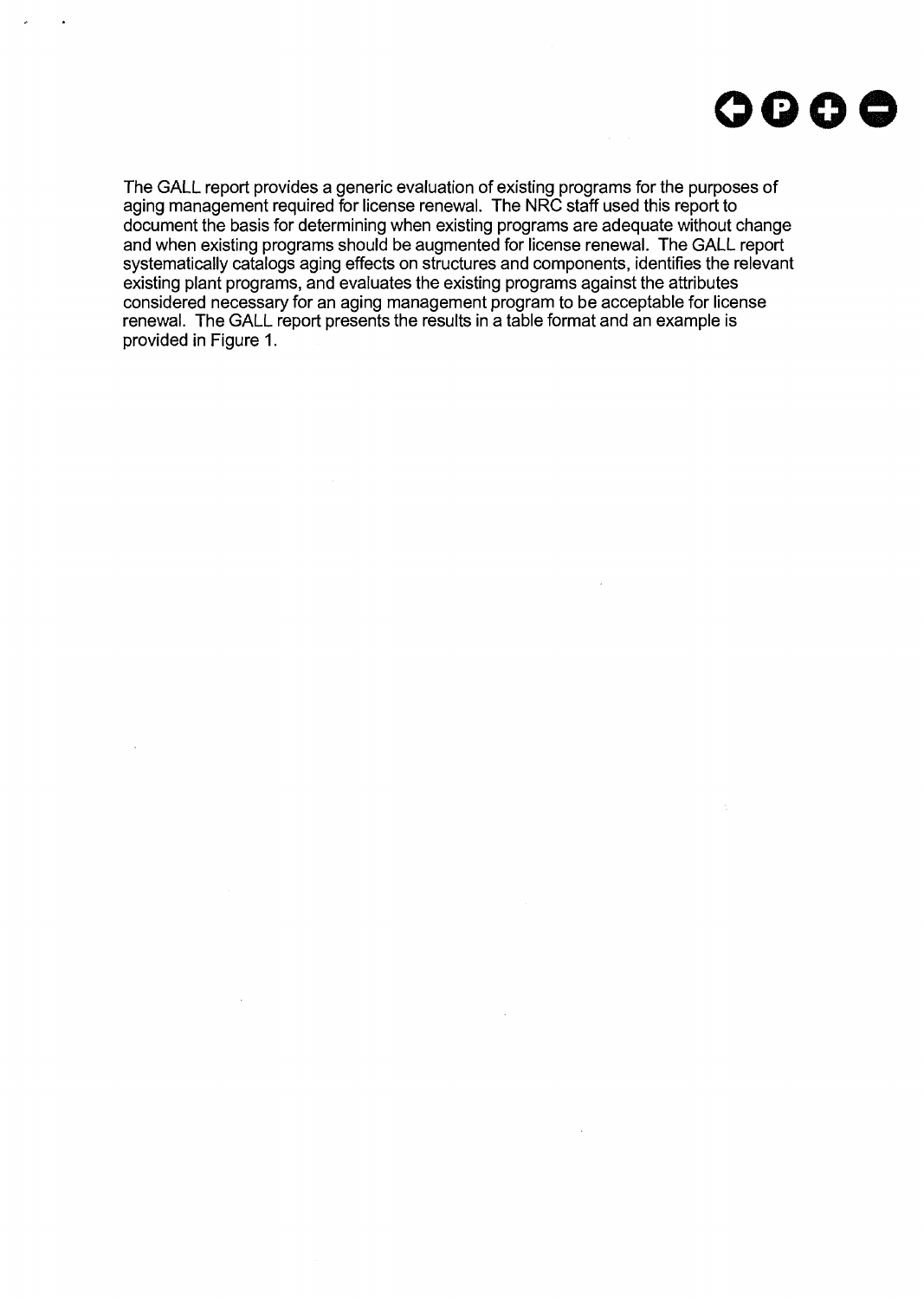The GALL report provides a generic evaluation of existing programs for the purposes of aging management required for license renewal. The NRC staff used this report to document the basis for determining when existing programs are adequate without change and when existing programs should be augmented for license renewal. The GALL report systematically catalogs aging effects on structures and components, identifies the relevant existing plant programs, and evaluates the existing programs against the attributes considered necessary for an aging management program to be acceptable for license renewal. The GALL report presents the results in a table format and an example is provided in Figure 1.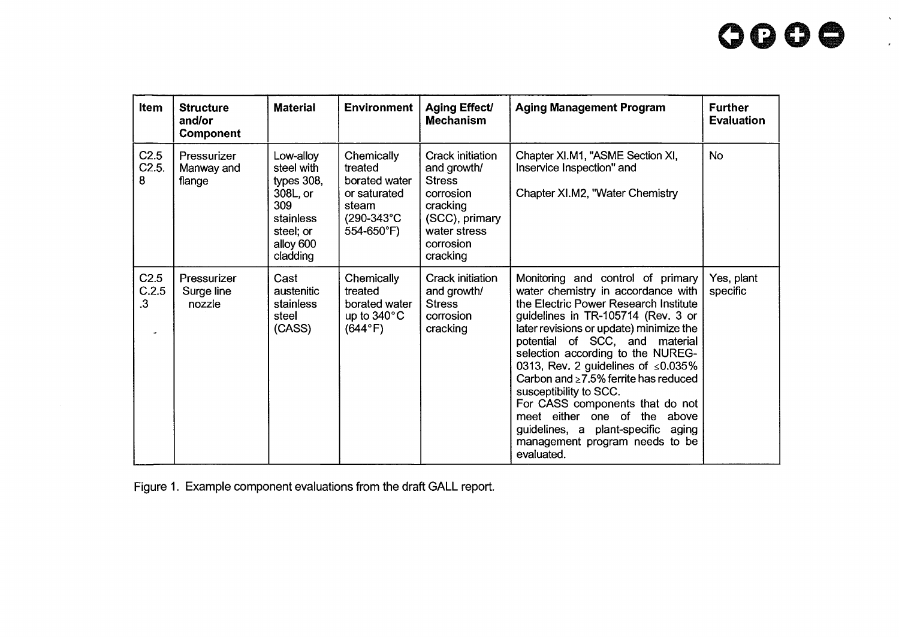| Item | Structure and/or Component | Material | Environment | Aging Effect/ Mechanism | Aging Management Program | Further Evaluation |
|---|---|---|---|---|---|---|
| C2.5 C2.5. 8 | Pressurizer Manway and flange | Low-alloy steel with types 308, 308L, or 309 stainless steel; or alloy 600 cladding | Chemically treated borated water or saturated steam (290-343°C 554-650°F) | Crack initiation and growth/ Stress corrosion cracking (SCC), primary water stress corrosion cracking | Chapter XI.M1, "ASME Section XI, Inservice Inspection" and<br><br>Chapter XI.M2, "Water Chemistry | No |
| C2.5 C.2.5 .3 | Pressurizer Surge line nozzle | Cast austenitic stainless steel (CASS) | Chemically treated borated water up to 340°C (644°F) | Crack initiation and growth/ Stress corrosion cracking | Monitoring and control of primary water chemistry in accordance with the Electric Power Research Institute guidelines in TR-105714 (Rev. 3 or later revisions or update) minimize the potential of SCC, and material selection according to the NUREG-0313, Rev. 2 guidelines of ≤0.035% Carbon and ≥7.5% ferrite has reduced susceptibility to SCC.<br>For CASS components that do not meet either one of the above guidelines, a plant-specific aging management program needs to be evaluated. | Yes, plant specific |

Figure 1. Example component evaluations from the draft GALL report.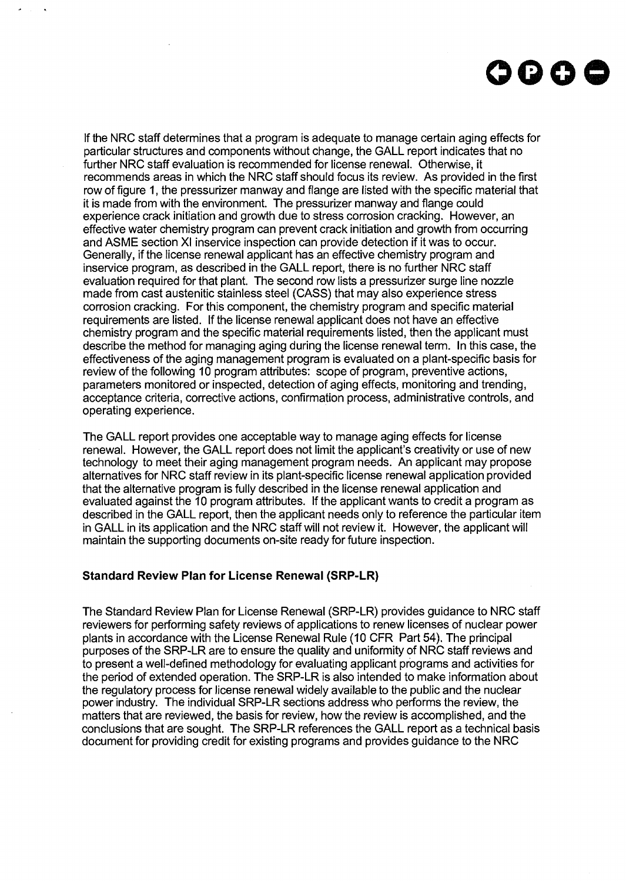If the NRC staff determines that a program is adequate to manage certain aging effects for particular structures and components without change, the GALL report indicates that no further NRC staff evaluation is recommended for license renewal. Otherwise, it recommends areas in which the NRC staff should focus its review. As provided in the first row of figure 1, the pressurizer manway and flange are listed with the specific material that it is made from with the environment. The pressurizer manway and flange could experience crack initiation and growth due to stress corrosion cracking. However, an effective water chemistry program can prevent crack initiation and growth from occurring and ASME section XI inservice inspection can provide detection if it was to occur. Generally, if the license renewal applicant has an effective chemistry program and inservice program, as described in the GALL report, there is no further NRC staff evaluation required for that plant. The second row lists a pressurizer surge line nozzle made from cast austenitic stainless steel (CASS) that may also experience stress corrosion cracking. For this component, the chemistry program and specific material requirements are listed. If the license renewal applicant does not have an effective chemistry program and the specific material requirements listed, then the applicant must describe the method for managing aging during the license renewal term. In this case, the effectiveness of the aging management program is evaluated on a plant-specific basis for review of the following 10 program attributes: scope of program, preventive actions, parameters monitored or inspected, detection of aging effects, monitoring and trending, acceptance criteria, corrective actions, confirmation process, administrative controls, and operating experience.

The GALL report provides one acceptable way to manage aging effects for license renewal. However, the GALL report does not limit the applicant's creativity or use of new technology to meet their aging management program needs. An applicant may propose alternatives for NRC staff review in its plant-specific license renewal application provided that the alternative program is fully described in the license renewal application and evaluated against the 10 program attributes. If the applicant wants to credit a program as described in the GALL report, then the applicant needs only to reference the particular item in GALL in its application and the NRC staff will not review it. However, the applicant will maintain the supporting documents on-site ready for future inspection.

### Standard Review Plan for License Renewal (SRP-LR)

The Standard Review Plan for License Renewal (SRP-LR) provides guidance to NRC staff reviewers for performing safety reviews of applications to renew licenses of nuclear power plants in accordance with the License Renewal Rule (10 CFR Part 54). The principal purposes of the SRP-LR are to ensure the quality and uniformity of NRC staff reviews and to present a well-defined methodology for evaluating applicant programs and activities for the period of extended operation. The SRP-LR is also intended to make information about the regulatory process for license renewal widely available to the public and the nuclear power industry. The individual SRP-LR sections address who performs the review, the matters that are reviewed, the basis for review, how the review is accomplished, and the conclusions that are sought. The SRP-LR references the GALL report as a technical basis document for providing credit for existing programs and provides guidance to the NRC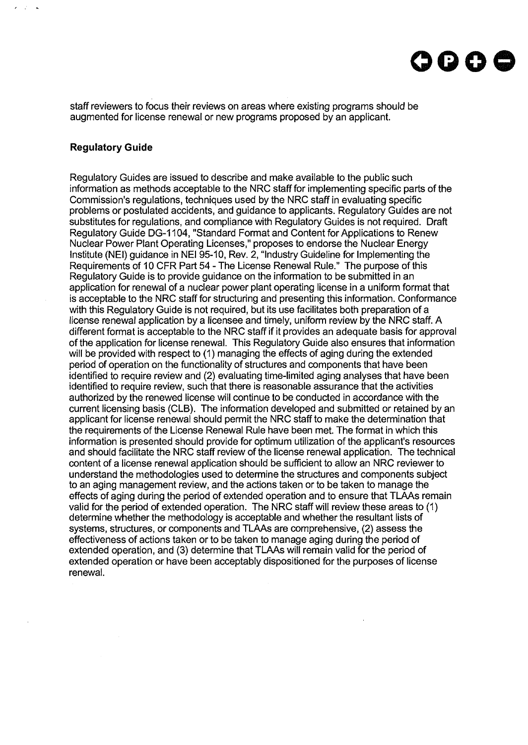staff reviewers to focus their reviews on areas where existing programs should be augmented for license renewal or new programs proposed by an applicant.

**Regulatory Guide**

Regulatory Guides are issued to describe and make available to the public such information as methods acceptable to the NRC staff for implementing specific parts of the Commission's regulations, techniques used by the NRC staff in evaluating specific problems or postulated accidents, and guidance to applicants. Regulatory Guides are not substitutes for regulations, and compliance with Regulatory Guides is not required. Draft Regulatory Guide DG-1104, "Standard Format and Content for Applications to Renew Nuclear Power Plant Operating Licenses," proposes to endorse the Nuclear Energy Institute (NEI) guidance in NEI 95-10, Rev. 2, "Industry Guideline for Implementing the Requirements of 10 CFR Part 54 - The License Renewal Rule." The purpose of this Regulatory Guide is to provide guidance on the information to be submitted in an application for renewal of a nuclear power plant operating license in a uniform format that is acceptable to the NRC staff for structuring and presenting this information. Conformance with this Regulatory Guide is not required, but its use facilitates both preparation of a license renewal application by a licensee and timely, uniform review by the NRC staff. A different format is acceptable to the NRC staff if it provides an adequate basis for approval of the application for license renewal. This Regulatory Guide also ensures that information will be provided with respect to (1) managing the effects of aging during the extended period of operation on the functionality of structures and components that have been identified to require review and (2) evaluating time-limited aging analyses that have been identified to require review, such that there is reasonable assurance that the activities authorized by the renewed license will continue to be conducted in accordance with the current licensing basis (CLB). The information developed and submitted or retained by an applicant for license renewal should permit the NRC staff to make the determination that the requirements of the License Renewal Rule have been met. The format in which this information is presented should provide for optimum utilization of the applicant's resources and should facilitate the NRC staff review of the license renewal application. The technical content of a license renewal application should be sufficient to allow an NRC reviewer to understand the methodologies used to determine the structures and components subject to an aging management review, and the actions taken or to be taken to manage the effects of aging during the period of extended operation and to ensure that TLAAs remain valid for the period of extended operation. The NRC staff will review these areas to (1) determine whether the methodology is acceptable and whether the resultant lists of systems, structures, or components and TLAAs are comprehensive, (2) assess the effectiveness of actions taken or to be taken to manage aging during the period of extended operation, and (3) determine that TLAAs will remain valid for the period of extended operation or have been acceptably dispositioned for the purposes of license renewal.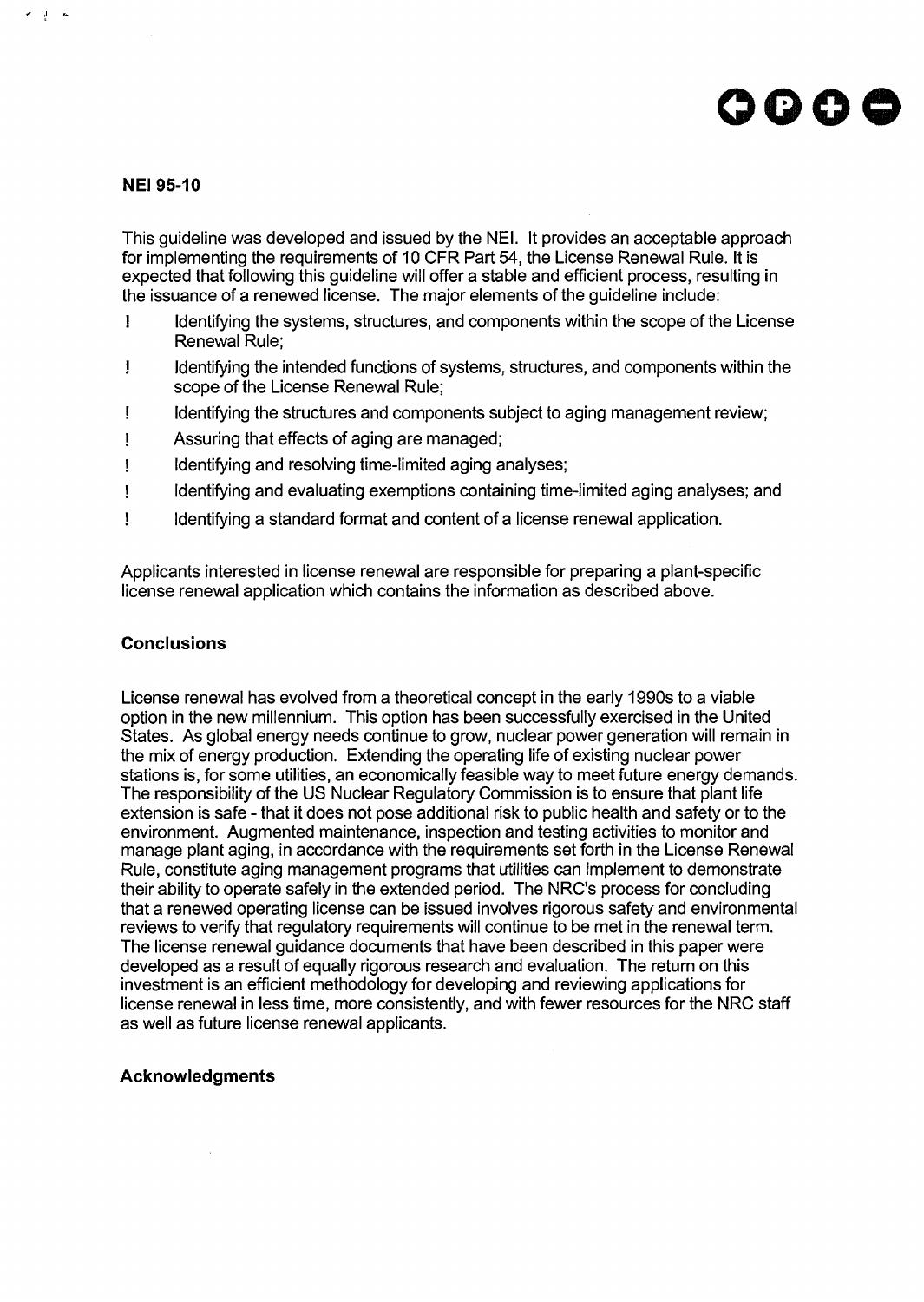### NEI 95-10

This guideline was developed and issued by the NEI. It provides an acceptable approach for implementing the requirements of 10 CFR Part 54, the License Renewal Rule. It is expected that following this guideline will offer a stable and efficient process, resulting in the issuance of a renewed license. The major elements of the guideline include:

- Identifying the systems, structures, and components within the scope of the License Renewal Rule;
- Identifying the intended functions of systems, structures, and components within the scope of the License Renewal Rule;
- Identifying the structures and components subject to aging management review;
- Assuring that effects of aging are managed;
- Identifying and resolving time-limited aging analyses;
- Identifying and evaluating exemptions containing time-limited aging analyses; and
- Identifying a standard format and content of a license renewal application.

Applicants interested in license renewal are responsible for preparing a plant-specific license renewal application which contains the information as described above.

### Conclusions

License renewal has evolved from a theoretical concept in the early 1990s to a viable option in the new millennium. This option has been successfully exercised in the United States. As global energy needs continue to grow, nuclear power generation will remain in the mix of energy production. Extending the operating life of existing nuclear power stations is, for some utilities, an economically feasible way to meet future energy demands. The responsibility of the US Nuclear Regulatory Commission is to ensure that plant life extension is safe - that it does not pose additional risk to public health and safety or to the environment. Augmented maintenance, inspection and testing activities to monitor and manage plant aging, in accordance with the requirements set forth in the License Renewal Rule, constitute aging management programs that utilities can implement to demonstrate their ability to operate safely in the extended period. The NRC's process for concluding that a renewed operating license can be issued involves rigorous safety and environmental reviews to verify that regulatory requirements will continue to be met in the renewal term. The license renewal guidance documents that have been described in this paper were developed as a result of equally rigorous research and evaluation. The return on this investment is an efficient methodology for developing and reviewing applications for license renewal in less time, more consistently, and with fewer resources for the NRC staff as well as future license renewal applicants.

### Acknowledgments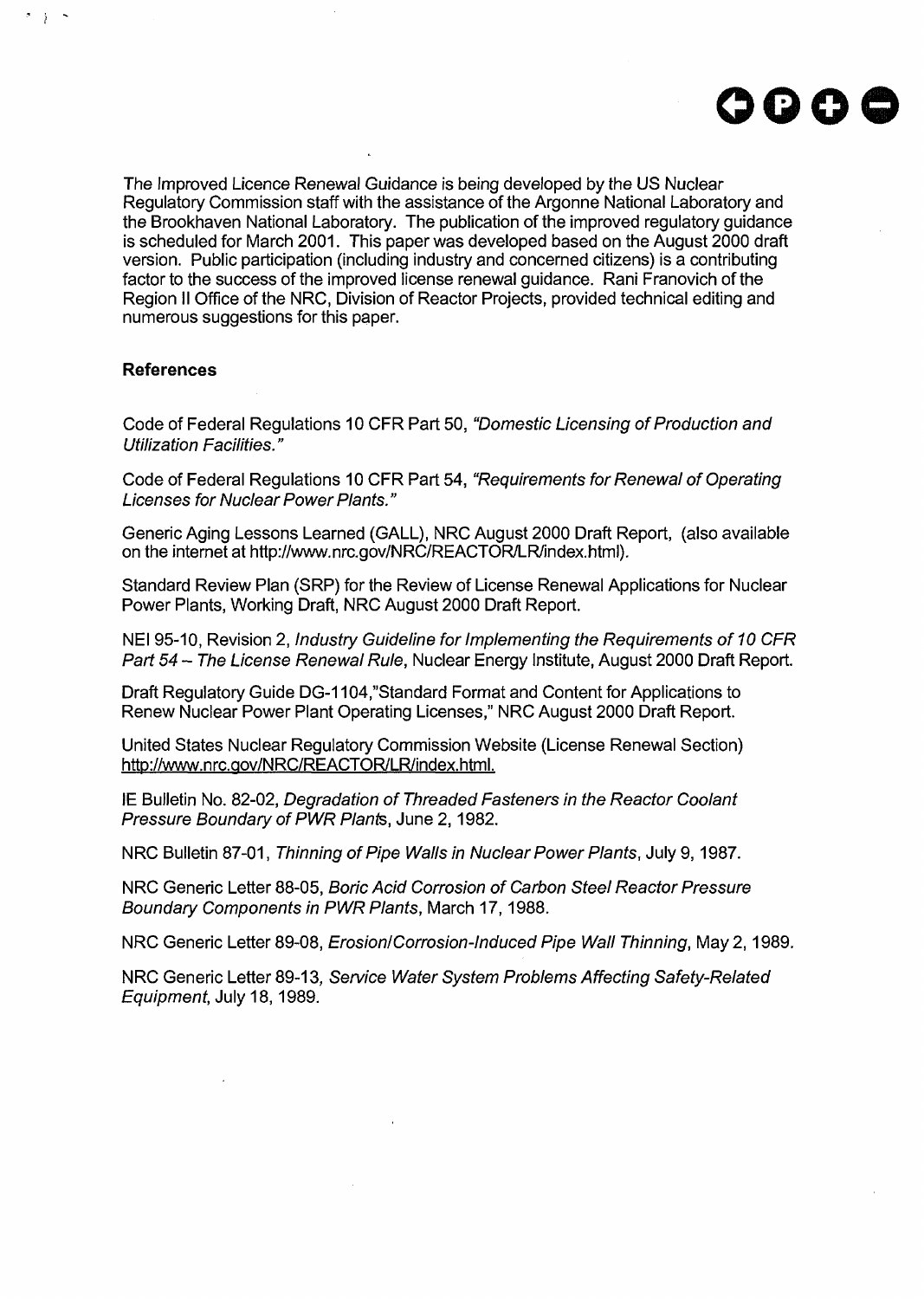The Improved Licence Renewal Guidance is being developed by the US Nuclear Regulatory Commission staff with the assistance of the Argonne National Laboratory and the Brookhaven National Laboratory. The publication of the improved regulatory guidance is scheduled for March 2001. This paper was developed based on the August 2000 draft version. Public participation (including industry and concerned citizens) is a contributing factor to the success of the improved license renewal guidance. Rani Franovich of the Region II Office of the NRC, Division of Reactor Projects, provided technical editing and numerous suggestions for this paper.

### References

Code of Federal Regulations 10 CFR Part 50, *"Domestic Licensing of Production and Utilization Facilities."*

Code of Federal Regulations 10 CFR Part 54, *"Requirements for Renewal of Operating Licenses for Nuclear Power Plants."*

Generic Aging Lessons Learned (GALL), NRC August 2000 Draft Report, (also available on the internet at http://www.nrc.gov/NRC/REACTOR/LR/index.html).

Standard Review Plan (SRP) for the Review of License Renewal Applications for Nuclear Power Plants, Working Draft, NRC August 2000 Draft Report.

NEI 95-10, Revision 2, *Industry Guideline for Implementing the Requirements of 10 CFR Part 54 – The License Renewal Rule*, Nuclear Energy Institute, August 2000 Draft Report.

Draft Regulatory Guide DG-1104,"Standard Format and Content for Applications to Renew Nuclear Power Plant Operating Licenses," NRC August 2000 Draft Report.

United States Nuclear Regulatory Commission Website (License Renewal Section) http://www.nrc.gov/NRC/REACTOR/LR/index.html.

IE Bulletin No. 82-02, *Degradation of Threaded Fasteners in the Reactor Coolant Pressure Boundary of PWR Plants*, June 2, 1982.

NRC Bulletin 87-01, *Thinning of Pipe Walls in Nuclear Power Plants*, July 9, 1987.

NRC Generic Letter 88-05, *Boric Acid Corrosion of Carbon Steel Reactor Pressure Boundary Components in PWR Plants*, March 17, 1988.

NRC Generic Letter 89-08, *Erosion/Corrosion-Induced Pipe Wall Thinning*, May 2, 1989.

NRC Generic Letter 89-13, *Service Water System Problems Affecting Safety-Related Equipment*, July 18, 1989.